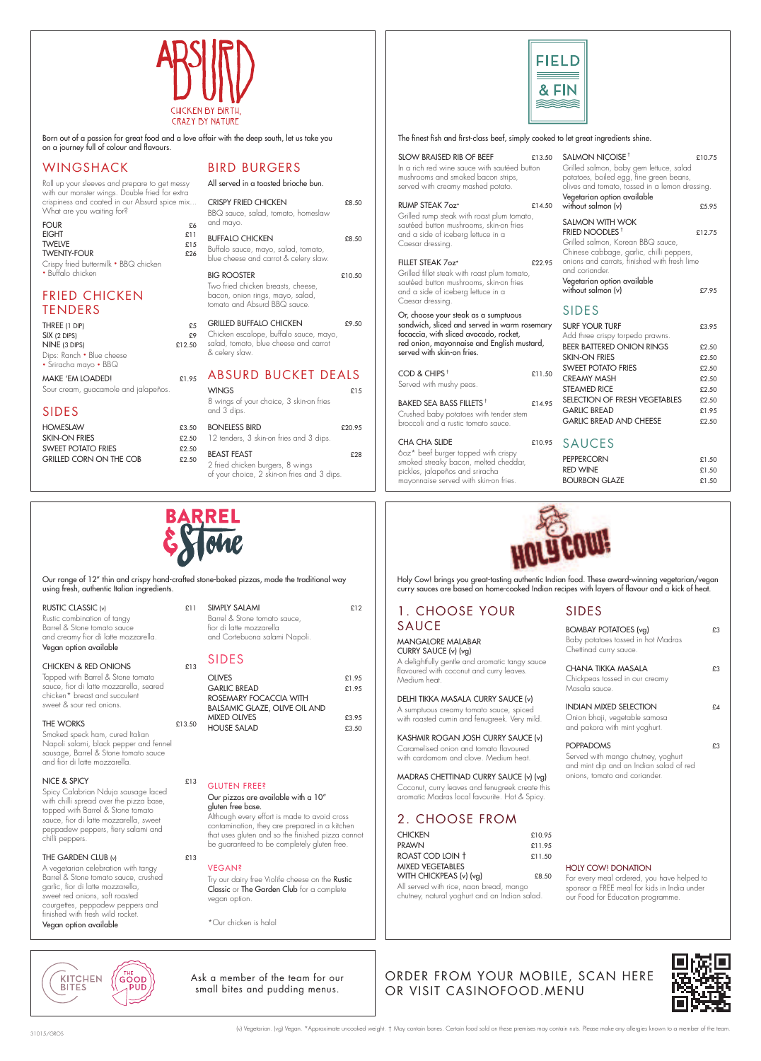# ABSURD

CHICKEN BY BIRTH, CRAZY BY NATURE

Born out of a passion for great food and a love affair with the deep south, let us take you on a journey full of colour and flavours.

## WINGSHACK

Roll up your sleeves and prepare to get messy with our monster wings. Double fried for extra crispiness and coated in our Absurd spice mix... What are you waiting for?

| | |
|---|---|
| FOUR | £6 |
| EIGHT | £11 |
| TWELVE | £15 |
| TWENTY-FOUR | £26 |

Crispy fried buttermilk • BBQ chicken • Buffalo chicken

## FRIED CHICKEN TENDERS

| | |
|---|---|
| THREE (1 DIP) | £5 |
| SIX (2 DIPS) | £9 |
| NINE (3 DIPS) | £12.50 |

Dips: Ranch • Blue cheese • Sriracha mayo • BBQ

**MAKE 'EM LOADED!** £1.95
Sour cream, guacamole and jalapeños.

## SIDES

| | |
|---|---|
| HOMESLAW | £3.50 |
| SKIN-ON FRIES | £2.50 |
| SWEET POTATO FRIES | £2.50 |
| GRILLED CORN ON THE COB | £2.50 |

## BIRD BURGERS

All served in a toasted brioche bun.

**CRISPY FRIED CHICKEN** £8.50
BBQ sauce, salad, tomato, homeslaw and mayo.

**BUFFALO CHICKEN** £8.50
Buffalo sauce, mayo, salad, tomato, blue cheese and carrot & celery slaw.

**BIG ROOSTER** £10.50
Two fried chicken breasts, cheese, bacon, onion rings, mayo, salad, tomato and Absurd BBQ sauce.

**GRILLED BUFFALO CHICKEN** £9.50
Chicken escalope, buffalo sauce, mayo, salad, tomato, blue cheese and carrot & celery slaw.

## ABSURD BUCKET DEALS

**WINGS** £15
8 wings of your choice, 3 skin-on fries and 3 dips.

**BONELESS BIRD** £20.95
12 tenders, 3 skin-on fries and 3 dips.

**BEAST FEAST** £28
2 fried chicken burgers, 8 wings of your choice, 2 skin-on fries and 3 dips.

# FIELD & FIN

The finest fish and first-class beef, simply cooked to let great ingredients shine.

**SLOW BRAISED RIB OF BEEF** £13.50
In a rich red wine sauce with sautéed button mushrooms and smoked bacon strips, served with creamy mashed potato.

**RUMP STEAK 7oz*** £14.50
Grilled rump steak with roast plum tomato, sautéed button mushrooms, skin-on fries and a side of iceberg lettuce in a Caesar dressing.

**FILLET STEAK 7oz*** £22.95
Grilled fillet steak with roast plum tomato, sautéed button mushrooms, skin-on fries and a side of iceberg lettuce in a Caesar dressing.

Or, choose your steak as a sumptuous sandwich, sliced and served in warm rosemary focaccia, with sliced avocado, rocket, red onion, mayonnaise and English mustard, served with skin-on fries.

**COD & CHIPS †** £11.50
Served with mushy peas.

**BAKED SEA BASS FILLETS †** £14.95
Crushed baby potatoes with tender stem broccoli and a rustic tomato sauce.

**CHA CHA SLIDE** £10.95
6oz* beef burger topped with crispy smoked streaky bacon, melted cheddar, pickles, jalapeños and sriracha mayonnaise served with skin-on fries.

**SALMON NIÇOISE †** £10.75
Grilled salmon, baby gem lettuce, salad potatoes, boiled egg, fine green beans, olives and tomato, tossed in a lemon dressing.
Vegetarian option available without salmon (v) £5.95

**SALMON WITH WOK FRIED NOODLES †** £12.75
Grilled salmon, Korean BBQ sauce, Chinese cabbage, garlic, chilli peppers, onions and carrots, finished with fresh lime and coriander.
Vegetarian option available without salmon (v) £7.95

## SIDES

| | |
|---|---|
| SURF YOUR TURF (Add three crispy torpedo prawns.) | £3.95 |
| BEER BATTERED ONION RINGS | £2.50 |
| SKIN-ON FRIES | £2.50 |
| SWEET POTATO FRIES | £2.50 |
| CREAMY MASH | £2.50 |
| STEAMED RICE | £2.50 |
| SELECTION OF FRESH VEGETABLES | £2.50 |
| GARLIC BREAD | £1.95 |
| GARLIC BREAD AND CHEESE | £2.50 |

## SAUCES

| | |
|---|---|
| PEPPERCORN | £1.50 |
| RED WINE | £1.50 |
| BOURBON GLAZE | £1.50 |

# BARREL & Stone

Our range of 12" thin and crispy hand-crafted stone-baked pizzas, made the traditional way using fresh, authentic Italian ingredients.

**RUSTIC CLASSIC (v)** £11
Rustic combination of tangy Barrel & Stone tomato sauce and creamy fior di latte mozzarella.
Vegan option available

**CHICKEN & RED ONIONS** £13
Topped with Barrel & Stone tomato sauce, fior di latte mozzarella, seared chicken* breast and succulent sweet & sour red onions.

**THE WORKS** £13.50
Smoked speck ham, cured Italian Napoli salami, black pepper and fennel sausage, Barrel & Stone tomato sauce and fior di latte mozzarella.

**NICE & SPICY** £13
Spicy Calabrian Nduja sausage laced with chilli spread over the pizza base, topped with Barrel & Stone tomato sauce, fior di latte mozzarella, sweet peppadew peppers, fiery salami and chilli peppers.

**THE GARDEN CLUB (v)** £13
A vegetarian celebration with tangy Barrel & Stone tomato sauce, crushed garlic, fior di latte mozzarella, sweet red onions, soft roasted courgettes, peppadew peppers and finished with fresh wild rocket.
Vegan option available

**SIMPLY SALAMI** £12
Barrel & Stone tomato sauce, fior di latte mozzarella and Cortebuona salami Napoli.

## SIDES

| | |
|---|---|
| OLIVES | £1.95 |
| GARLIC BREAD | £1.95 |
| ROSEMARY FOCACCIA WITH BALSAMIC GLAZE, OLIVE OIL AND MIXED OLIVES | £3.95 |
| HOUSE SALAD | £3.50 |

**GLUTEN FREE?**
Our pizzas are available with a 10" gluten free base.
Although every effort is made to avoid cross contamination, they are prepared in a kitchen that uses gluten and so the finished pizza cannot be guaranteed to be completely gluten free.

**VEGAN?**
Try our dairy free Violife cheese on the **Rustic Classic** or **The Garden Club** for a complete vegan option.

*Our chicken is halal

# HOLY COW!

Holy Cow! brings you great-tasting authentic Indian food. These award-winning vegetarian/vegan curry sauces are based on home-cooked Indian recipes with layers of flavour and a kick of heat.

## 1. CHOOSE YOUR SAUCE

**MANGALORE MALABAR CURRY SAUCE (v) (vg)**
A delightfully gentle and aromatic tangy sauce flavoured with coconut and curry leaves. Medium heat.

**DELHI TIKKA MASALA CURRY SAUCE (v)**
A sumptuous creamy tomato sauce, spiced with roasted cumin and fenugreek. Very mild.

**KASHMIR ROGAN JOSH CURRY SAUCE (v)**
Caramelised onion and tomato flavoured with cardamom and black pepper. Medium heat.

**MADRAS CHETTINAD CURRY SAUCE (v) (vg)**
Coconut, curry leaves and fenugreek create this aromatic Madras local favourite. Hot & Spicy.

## 2. CHOOSE FROM

| | |
|---|---|
| CHICKEN | £10.95 |
| PRAWN | £11.95 |
| ROAST COD LOIN † | £11.50 |
| MIXED VEGETABLES WITH CHICKPEAS (v) (vg) | £8.50 |

All served with rice, naan bread, mango chutney, natural yoghurt and an Indian salad.

## SIDES

**BOMBAY POTATOES (vg)** £3
Baby potatoes tossed in hot Madras Chettinad curry sauce.

**CHANA TIKKA MASALA** £3
Chickpeas tossed in our creamy Masala sauce.

**INDIAN MIXED SELECTION** £4
Onion bhaji, vegetable samosa and pakora with mint yoghurt.

**POPPADOMS** £3
Served with mango chutney, yoghurt and mint dip and an Indian salad of red onions, tomato and coriander.

**HOLY COW! DONATION**
For every meal ordered, you have helped to sponsor a FREE meal for kids in India under our Food for Education programme.

KITCHEN BITES | THE GOOD PUD

Ask a member of the team for our small bites and pudding menus.

ORDER FROM YOUR MOBILE, SCAN HERE OR VISIT CASINOFOOD.MENU

(v) Vegetarian. (vg) Vegan. *Approximate uncooked weight. † May contain bones. Certain food sold on these premises may contain nuts. Please make any allergies known to a member of the team.

31015/GROS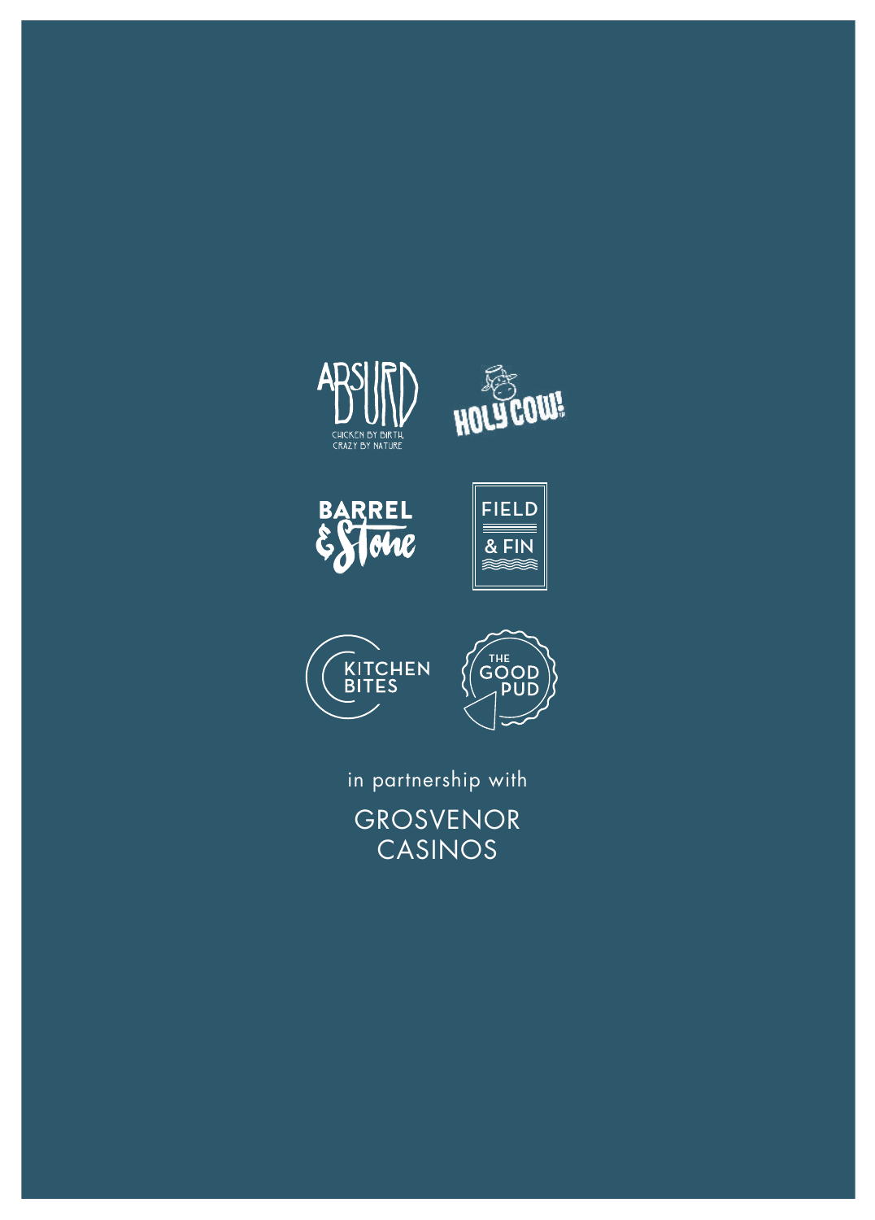ABSURD

CHICKEN BY BIRTH, CRAZY BY NATURE

HOLY COW!

BARREL & Stone

FIELD & FIN

KITCHEN BITES

THE GOOD PUD

in partnership with

GROSVENOR CASINOS